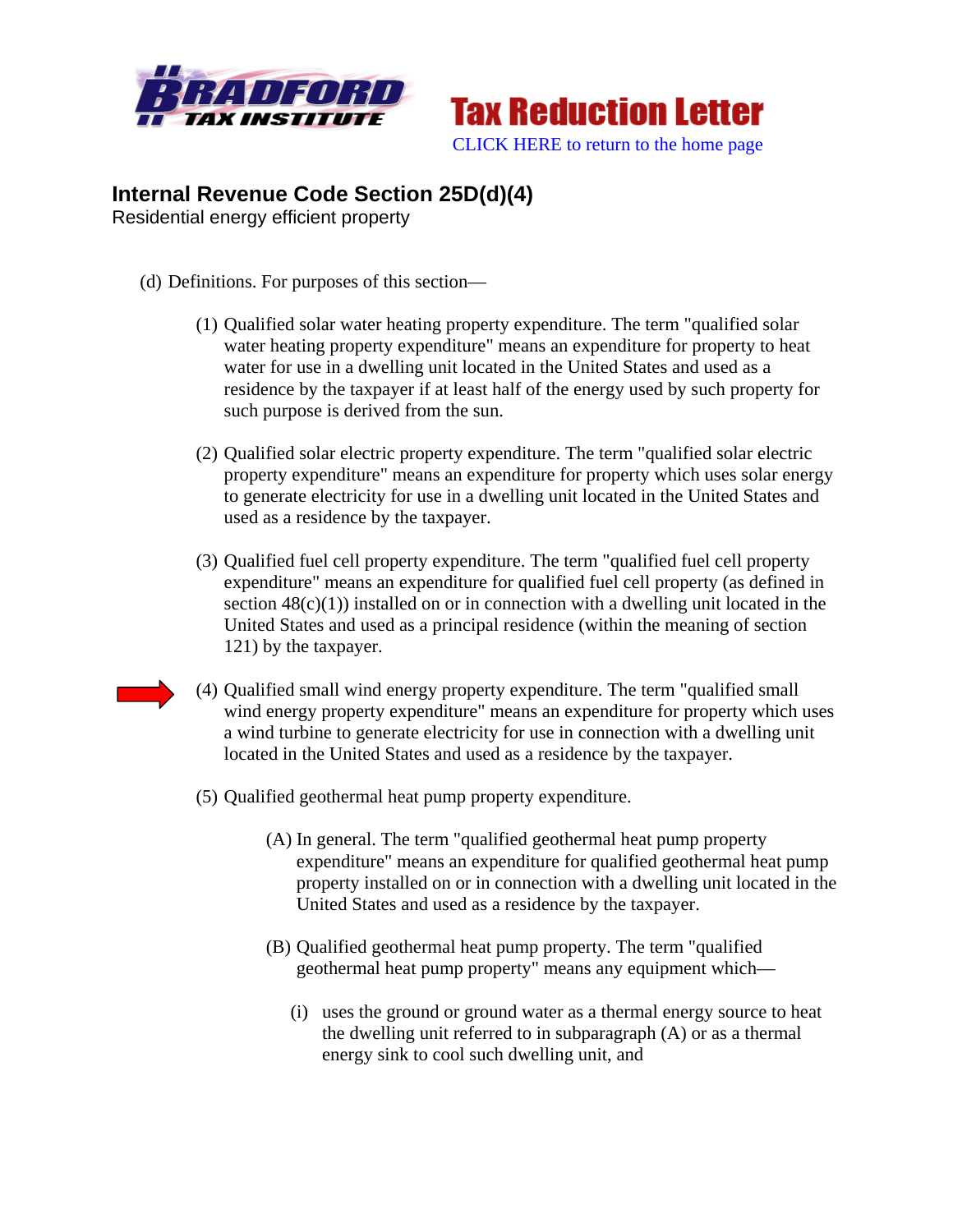**BRADFORD TAX INSTITUTE**

**Tax Reduction Letter**

CLICK HERE to return to the home page

## Internal Revenue Code Section 25D(d)(4)

Residential energy efficient property

(d) Definitions. For purposes of this section—

(1) Qualified solar water heating property expenditure. The term "qualified solar water heating property expenditure" means an expenditure for property to heat water for use in a dwelling unit located in the United States and used as a residence by the taxpayer if at least half of the energy used by such property for such purpose is derived from the sun.

(2) Qualified solar electric property expenditure. The term "qualified solar electric property expenditure" means an expenditure for property which uses solar energy to generate electricity for use in a dwelling unit located in the United States and used as a residence by the taxpayer.

(3) Qualified fuel cell property expenditure. The term "qualified fuel cell property expenditure" means an expenditure for qualified fuel cell property (as defined in section 48(c)(1)) installed on or in connection with a dwelling unit located in the United States and used as a principal residence (within the meaning of section 121) by the taxpayer.

(4) Qualified small wind energy property expenditure. The term "qualified small wind energy property expenditure" means an expenditure for property which uses a wind turbine to generate electricity for use in connection with a dwelling unit located in the United States and used as a residence by the taxpayer.

(5) Qualified geothermal heat pump property expenditure.

(A) In general. The term "qualified geothermal heat pump property expenditure" means an expenditure for qualified geothermal heat pump property installed on or in connection with a dwelling unit located in the United States and used as a residence by the taxpayer.

(B) Qualified geothermal heat pump property. The term "qualified geothermal heat pump property" means any equipment which—

(i) uses the ground or ground water as a thermal energy source to heat the dwelling unit referred to in subparagraph (A) or as a thermal energy sink to cool such dwelling unit, and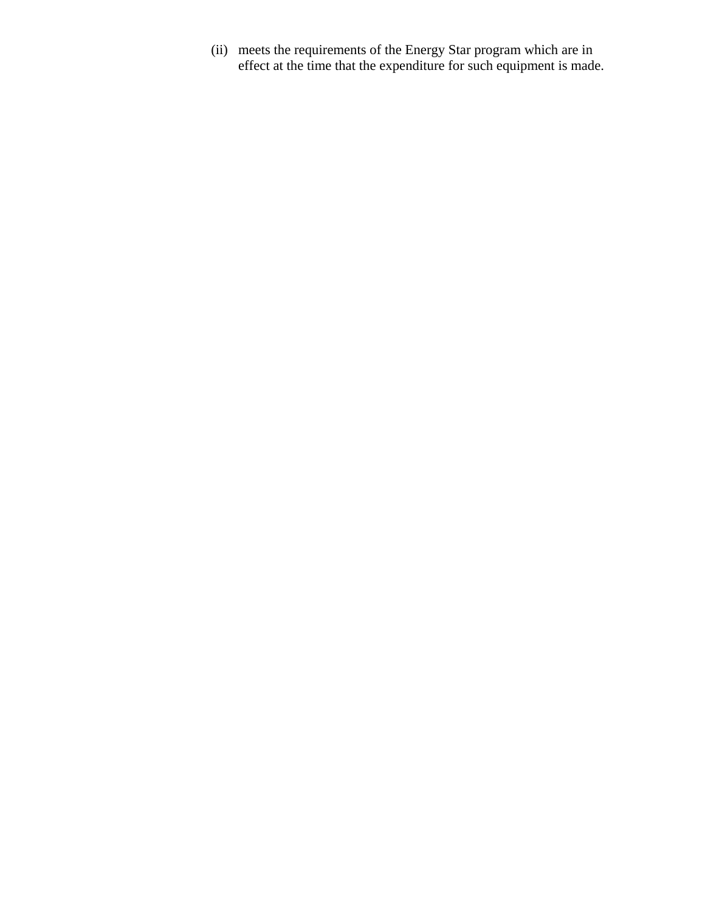(ii) meets the requirements of the Energy Star program which are in effect at the time that the expenditure for such equipment is made.